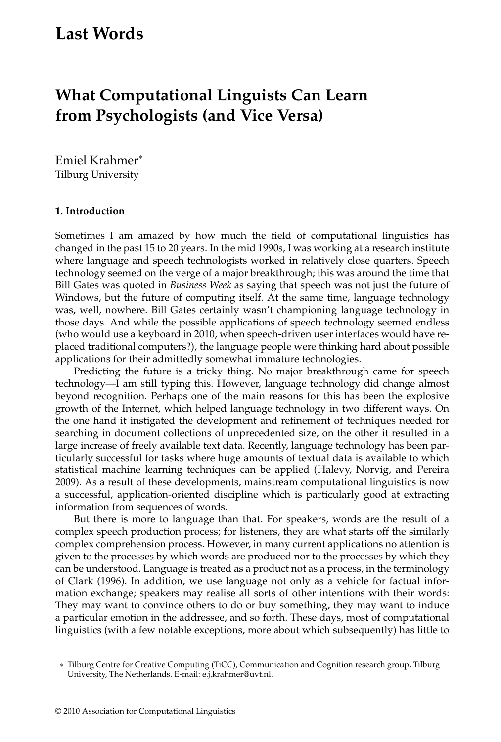# Last Words

## What Computational Linguists Can Learn from Psychologists (and Vice Versa)

Emiel Krahmer*
Tilburg University

### 1. Introduction

Sometimes I am amazed by how much the field of computational linguistics has changed in the past 15 to 20 years. In the mid 1990s, I was working at a research institute where language and speech technologists worked in relatively close quarters. Speech technology seemed on the verge of a major breakthrough; this was around the time that Bill Gates was quoted in *Business Week* as saying that speech was not just the future of Windows, but the future of computing itself. At the same time, language technology was, well, nowhere. Bill Gates certainly wasn't championing language technology in those days. And while the possible applications of speech technology seemed endless (who would use a keyboard in 2010, when speech-driven user interfaces would have replaced traditional computers?), the language people were thinking hard about possible applications for their admittedly somewhat immature technologies.

Predicting the future is a tricky thing. No major breakthrough came for speech technology—I am still typing this. However, language technology did change almost beyond recognition. Perhaps one of the main reasons for this has been the explosive growth of the Internet, which helped language technology in two different ways. On the one hand it instigated the development and refinement of techniques needed for searching in document collections of unprecedented size, on the other it resulted in a large increase of freely available text data. Recently, language technology has been particularly successful for tasks where huge amounts of textual data is available to which statistical machine learning techniques can be applied (Halevy, Norvig, and Pereira 2009). As a result of these developments, mainstream computational linguistics is now a successful, application-oriented discipline which is particularly good at extracting information from sequences of words.

But there is more to language than that. For speakers, words are the result of a complex speech production process; for listeners, they are what starts off the similarly complex comprehension process. However, in many current applications no attention is given to the processes by which words are produced nor to the processes by which they can be understood. Language is treated as a product not as a process, in the terminology of Clark (1996). In addition, we use language not only as a vehicle for factual information exchange; speakers may realise all sorts of other intentions with their words: They may want to convince others to do or buy something, they may want to induce a particular emotion in the addressee, and so forth. These days, most of computational linguistics (with a few notable exceptions, more about which subsequently) has little to

* Tilburg Centre for Creative Computing (TiCC), Communication and Cognition research group, Tilburg University, The Netherlands. E-mail: e.j.krahmer@uvt.nl.

© 2010 Association for Computational Linguistics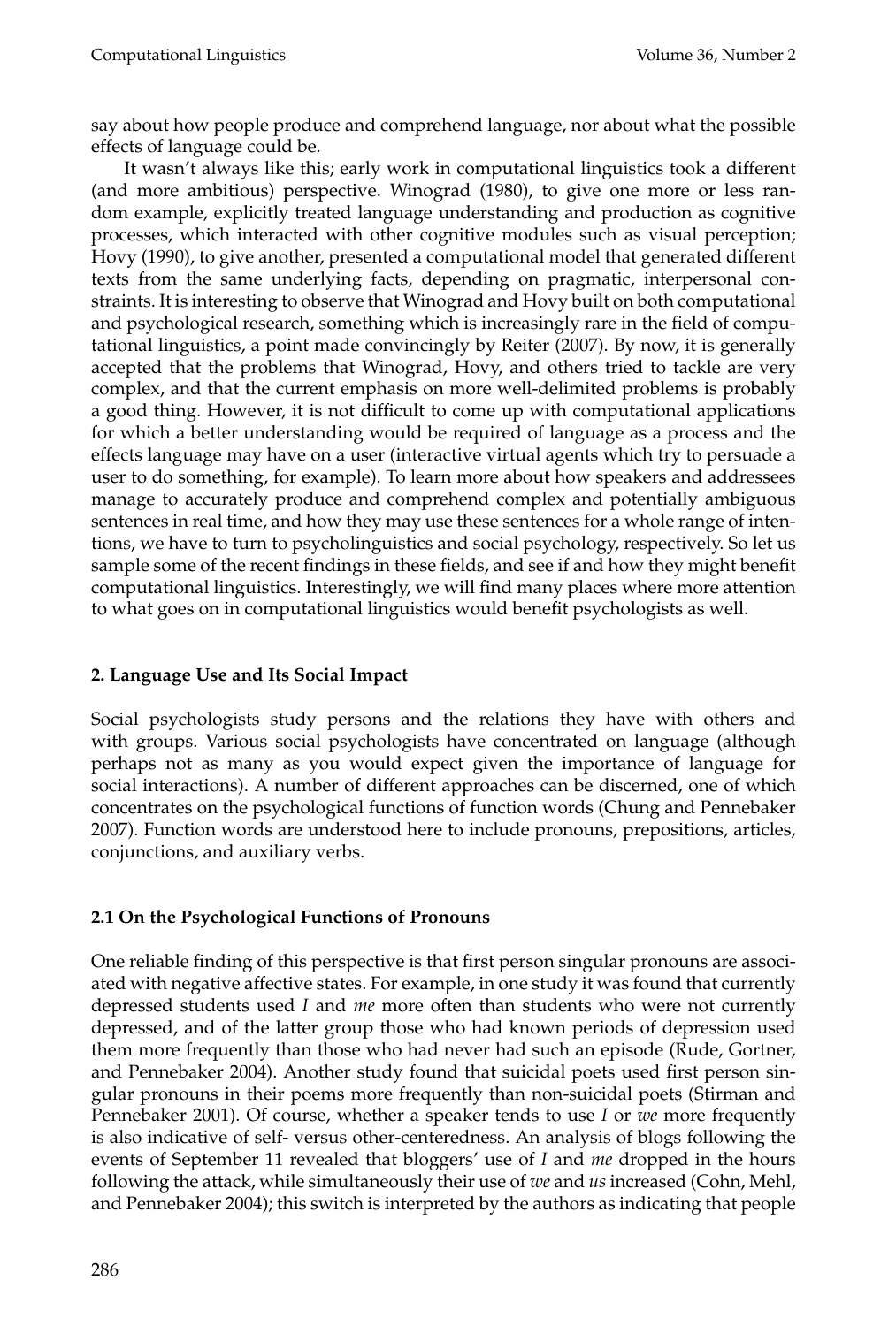say about how people produce and comprehend language, nor about what the possible effects of language could be.

It wasn't always like this; early work in computational linguistics took a different (and more ambitious) perspective. Winograd (1980), to give one more or less random example, explicitly treated language understanding and production as cognitive processes, which interacted with other cognitive modules such as visual perception; Hovy (1990), to give another, presented a computational model that generated different texts from the same underlying facts, depending on pragmatic, interpersonal constraints. It is interesting to observe that Winograd and Hovy built on both computational and psychological research, something which is increasingly rare in the field of computational linguistics, a point made convincingly by Reiter (2007). By now, it is generally accepted that the problems that Winograd, Hovy, and others tried to tackle are very complex, and that the current emphasis on more well-delimited problems is probably a good thing. However, it is not difficult to come up with computational applications for which a better understanding would be required of language as a process and the effects language may have on a user (interactive virtual agents which try to persuade a user to do something, for example). To learn more about how speakers and addressees manage to accurately produce and comprehend complex and potentially ambiguous sentences in real time, and how they may use these sentences for a whole range of intentions, we have to turn to psycholinguistics and social psychology, respectively. So let us sample some of the recent findings in these fields, and see if and how they might benefit computational linguistics. Interestingly, we will find many places where more attention to what goes on in computational linguistics would benefit psychologists as well.

## 2. Language Use and Its Social Impact

Social psychologists study persons and the relations they have with others and with groups. Various social psychologists have concentrated on language (although perhaps not as many as you would expect given the importance of language for social interactions). A number of different approaches can be discerned, one of which concentrates on the psychological functions of function words (Chung and Pennebaker 2007). Function words are understood here to include pronouns, prepositions, articles, conjunctions, and auxiliary verbs.

### 2.1 On the Psychological Functions of Pronouns

One reliable finding of this perspective is that first person singular pronouns are associated with negative affective states. For example, in one study it was found that currently depressed students used *I* and *me* more often than students who were not currently depressed, and of the latter group those who had known periods of depression used them more frequently than those who had never had such an episode (Rude, Gortner, and Pennebaker 2004). Another study found that suicidal poets used first person singular pronouns in their poems more frequently than non-suicidal poets (Stirman and Pennebaker 2001). Of course, whether a speaker tends to use *I* or *we* more frequently is also indicative of self- versus other-centeredness. An analysis of blogs following the events of September 11 revealed that bloggers' use of *I* and *me* dropped in the hours following the attack, while simultaneously their use of *we* and *us* increased (Cohn, Mehl, and Pennebaker 2004); this switch is interpreted by the authors as indicating that people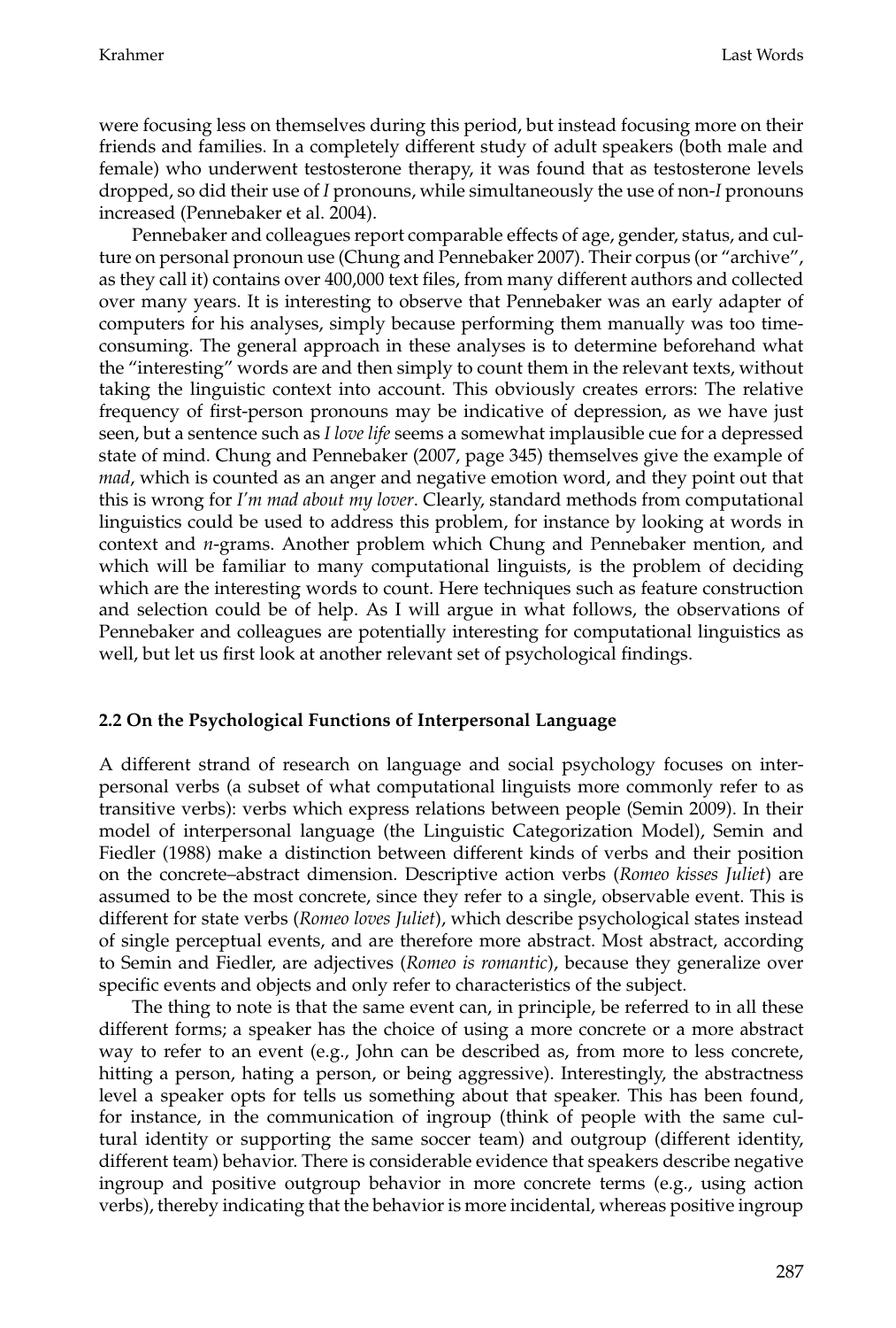were focusing less on themselves during this period, but instead focusing more on their friends and families. In a completely different study of adult speakers (both male and female) who underwent testosterone therapy, it was found that as testosterone levels dropped, so did their use of *I* pronouns, while simultaneously the use of non-*I* pronouns increased (Pennebaker et al. 2004).

Pennebaker and colleagues report comparable effects of age, gender, status, and culture on personal pronoun use (Chung and Pennebaker 2007). Their corpus (or "archive", as they call it) contains over 400,000 text files, from many different authors and collected over many years. It is interesting to observe that Pennebaker was an early adapter of computers for his analyses, simply because performing them manually was too time-consuming. The general approach in these analyses is to determine beforehand what the "interesting" words are and then simply to count them in the relevant texts, without taking the linguistic context into account. This obviously creates errors: The relative frequency of first-person pronouns may be indicative of depression, as we have just seen, but a sentence such as *I love life* seems a somewhat implausible cue for a depressed state of mind. Chung and Pennebaker (2007, page 345) themselves give the example of *mad*, which is counted as an anger and negative emotion word, and they point out that this is wrong for *I'm mad about my lover*. Clearly, standard methods from computational linguistics could be used to address this problem, for instance by looking at words in context and *n*-grams. Another problem which Chung and Pennebaker mention, and which will be familiar to many computational linguists, is the problem of deciding which are the interesting words to count. Here techniques such as feature construction and selection could be of help. As I will argue in what follows, the observations of Pennebaker and colleagues are potentially interesting for computational linguistics as well, but let us first look at another relevant set of psychological findings.

### 2.2 On the Psychological Functions of Interpersonal Language

A different strand of research on language and social psychology focuses on interpersonal verbs (a subset of what computational linguists more commonly refer to as transitive verbs): verbs which express relations between people (Semin 2009). In their model of interpersonal language (the Linguistic Categorization Model), Semin and Fiedler (1988) make a distinction between different kinds of verbs and their position on the concrete–abstract dimension. Descriptive action verbs (*Romeo kisses Juliet*) are assumed to be the most concrete, since they refer to a single, observable event. This is different for state verbs (*Romeo loves Juliet*), which describe psychological states instead of single perceptual events, and are therefore more abstract. Most abstract, according to Semin and Fiedler, are adjectives (*Romeo is romantic*), because they generalize over specific events and objects and only refer to characteristics of the subject.

The thing to note is that the same event can, in principle, be referred to in all these different forms; a speaker has the choice of using a more concrete or a more abstract way to refer to an event (e.g., John can be described as, from more to less concrete, hitting a person, hating a person, or being aggressive). Interestingly, the abstractness level a speaker opts for tells us something about that speaker. This has been found, for instance, in the communication of ingroup (think of people with the same cultural identity or supporting the same soccer team) and outgroup (different identity, different team) behavior. There is considerable evidence that speakers describe negative ingroup and positive outgroup behavior in more concrete terms (e.g., using action verbs), thereby indicating that the behavior is more incidental, whereas positive ingroup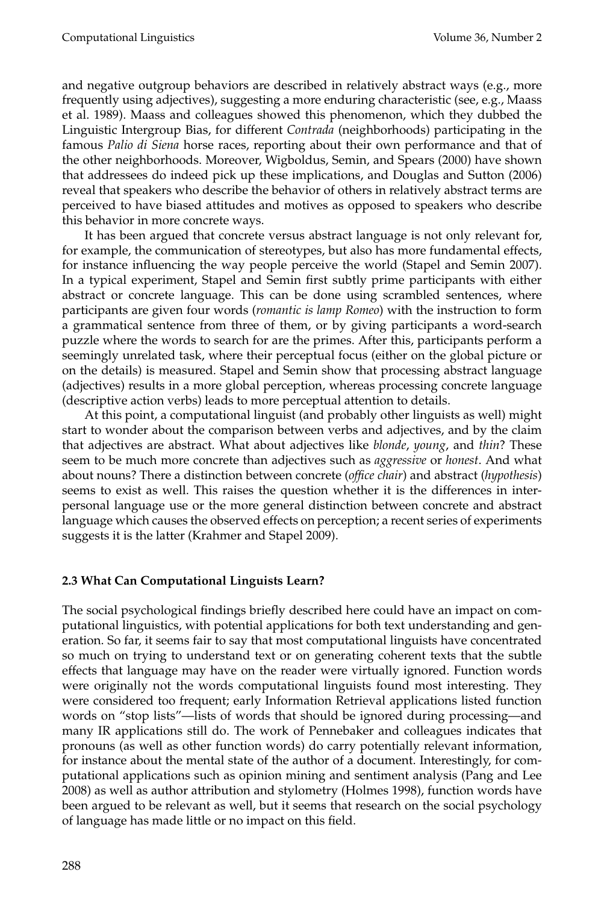and negative outgroup behaviors are described in relatively abstract ways (e.g., more frequently using adjectives), suggesting a more enduring characteristic (see, e.g., Maass et al. 1989). Maass and colleagues showed this phenomenon, which they dubbed the Linguistic Intergroup Bias, for different *Contrada* (neighborhoods) participating in the famous *Palio di Siena* horse races, reporting about their own performance and that of the other neighborhoods. Moreover, Wigboldus, Semin, and Spears (2000) have shown that addressees do indeed pick up these implications, and Douglas and Sutton (2006) reveal that speakers who describe the behavior of others in relatively abstract terms are perceived to have biased attitudes and motives as opposed to speakers who describe this behavior in more concrete ways.

It has been argued that concrete versus abstract language is not only relevant for, for example, the communication of stereotypes, but also has more fundamental effects, for instance influencing the way people perceive the world (Stapel and Semin 2007). In a typical experiment, Stapel and Semin first subtly prime participants with either abstract or concrete language. This can be done using scrambled sentences, where participants are given four words (*romantic is lamp Romeo*) with the instruction to form a grammatical sentence from three of them, or by giving participants a word-search puzzle where the words to search for are the primes. After this, participants perform a seemingly unrelated task, where their perceptual focus (either on the global picture or on the details) is measured. Stapel and Semin show that processing abstract language (adjectives) results in a more global perception, whereas processing concrete language (descriptive action verbs) leads to more perceptual attention to details.

At this point, a computational linguist (and probably other linguists as well) might start to wonder about the comparison between verbs and adjectives, and by the claim that adjectives are abstract. What about adjectives like *blonde*, *young*, and *thin*? These seem to be much more concrete than adjectives such as *aggressive* or *honest*. And what about nouns? There a distinction between concrete (*office chair*) and abstract (*hypothesis*) seems to exist as well. This raises the question whether it is the differences in interpersonal language use or the more general distinction between concrete and abstract language which causes the observed effects on perception; a recent series of experiments suggests it is the latter (Krahmer and Stapel 2009).

### 2.3 What Can Computational Linguists Learn?

The social psychological findings briefly described here could have an impact on computational linguistics, with potential applications for both text understanding and generation. So far, it seems fair to say that most computational linguists have concentrated so much on trying to understand text or on generating coherent texts that the subtle effects that language may have on the reader were virtually ignored. Function words were originally not the words computational linguists found most interesting. They were considered too frequent; early Information Retrieval applications listed function words on "stop lists"—lists of words that should be ignored during processing—and many IR applications still do. The work of Pennebaker and colleagues indicates that pronouns (as well as other function words) do carry potentially relevant information, for instance about the mental state of the author of a document. Interestingly, for computational applications such as opinion mining and sentiment analysis (Pang and Lee 2008) as well as author attribution and stylometry (Holmes 1998), function words have been argued to be relevant as well, but it seems that research on the social psychology of language has made little or no impact on this field.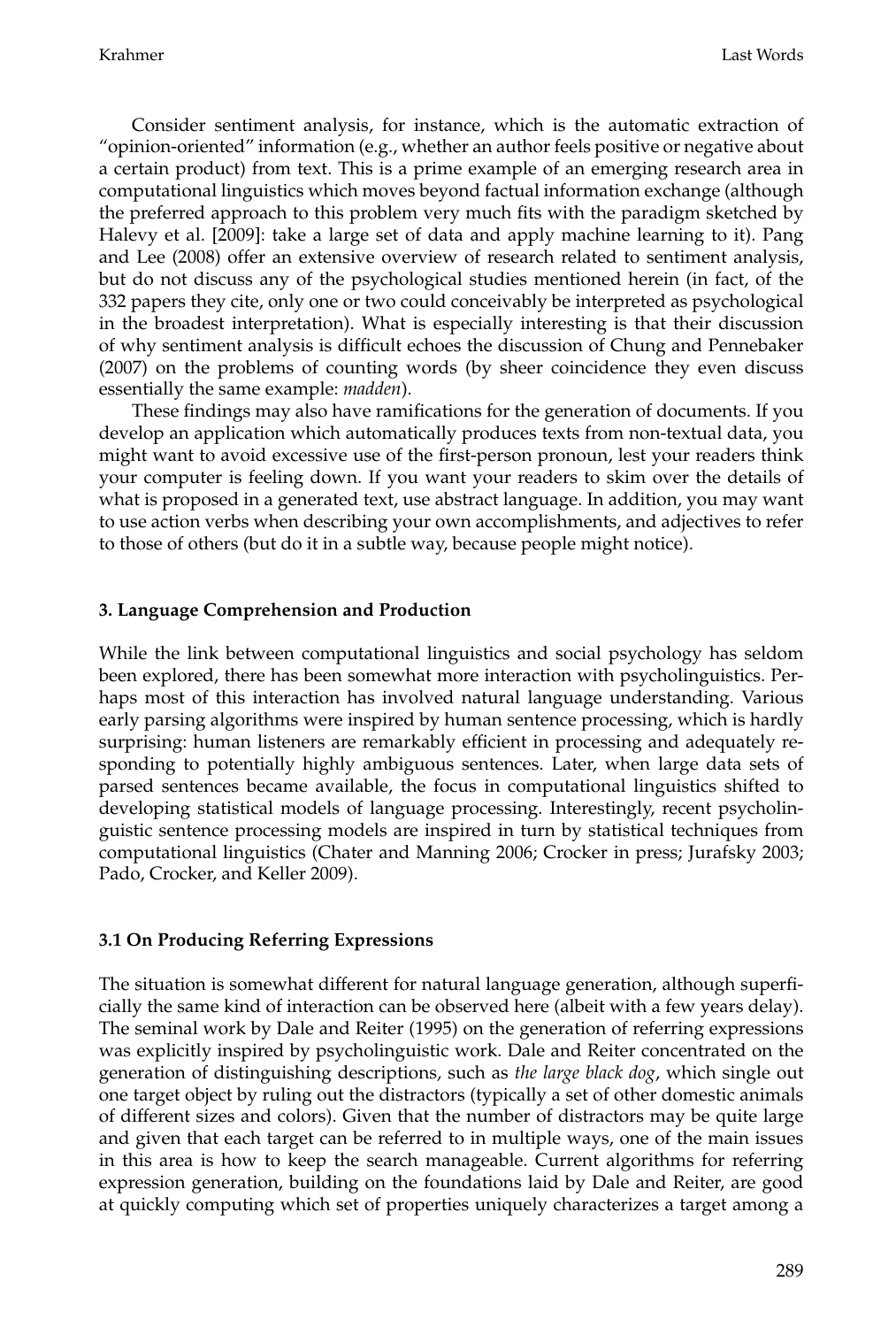Consider sentiment analysis, for instance, which is the automatic extraction of "opinion-oriented" information (e.g., whether an author feels positive or negative about a certain product) from text. This is a prime example of an emerging research area in computational linguistics which moves beyond factual information exchange (although the preferred approach to this problem very much fits with the paradigm sketched by Halevy et al. [2009]: take a large set of data and apply machine learning to it). Pang and Lee (2008) offer an extensive overview of research related to sentiment analysis, but do not discuss any of the psychological studies mentioned herein (in fact, of the 332 papers they cite, only one or two could conceivably be interpreted as psychological in the broadest interpretation). What is especially interesting is that their discussion of why sentiment analysis is difficult echoes the discussion of Chung and Pennebaker (2007) on the problems of counting words (by sheer coincidence they even discuss essentially the same example: *madden*).

These findings may also have ramifications for the generation of documents. If you develop an application which automatically produces texts from non-textual data, you might want to avoid excessive use of the first-person pronoun, lest your readers think your computer is feeling down. If you want your readers to skim over the details of what is proposed in a generated text, use abstract language. In addition, you may want to use action verbs when describing your own accomplishments, and adjectives to refer to those of others (but do it in a subtle way, because people might notice).

### 3. Language Comprehension and Production

While the link between computational linguistics and social psychology has seldom been explored, there has been somewhat more interaction with psycholinguistics. Perhaps most of this interaction has involved natural language understanding. Various early parsing algorithms were inspired by human sentence processing, which is hardly surprising: human listeners are remarkably efficient in processing and adequately responding to potentially highly ambiguous sentences. Later, when large data sets of parsed sentences became available, the focus in computational linguistics shifted to developing statistical models of language processing. Interestingly, recent psycholinguistic sentence processing models are inspired in turn by statistical techniques from computational linguistics (Chater and Manning 2006; Crocker in press; Jurafsky 2003; Pado, Crocker, and Keller 2009).

#### 3.1 On Producing Referring Expressions

The situation is somewhat different for natural language generation, although superficially the same kind of interaction can be observed here (albeit with a few years delay). The seminal work by Dale and Reiter (1995) on the generation of referring expressions was explicitly inspired by psycholinguistic work. Dale and Reiter concentrated on the generation of distinguishing descriptions, such as *the large black dog*, which single out one target object by ruling out the distractors (typically a set of other domestic animals of different sizes and colors). Given that the number of distractors may be quite large and given that each target can be referred to in multiple ways, one of the main issues in this area is how to keep the search manageable. Current algorithms for referring expression generation, building on the foundations laid by Dale and Reiter, are good at quickly computing which set of properties uniquely characterizes a target among a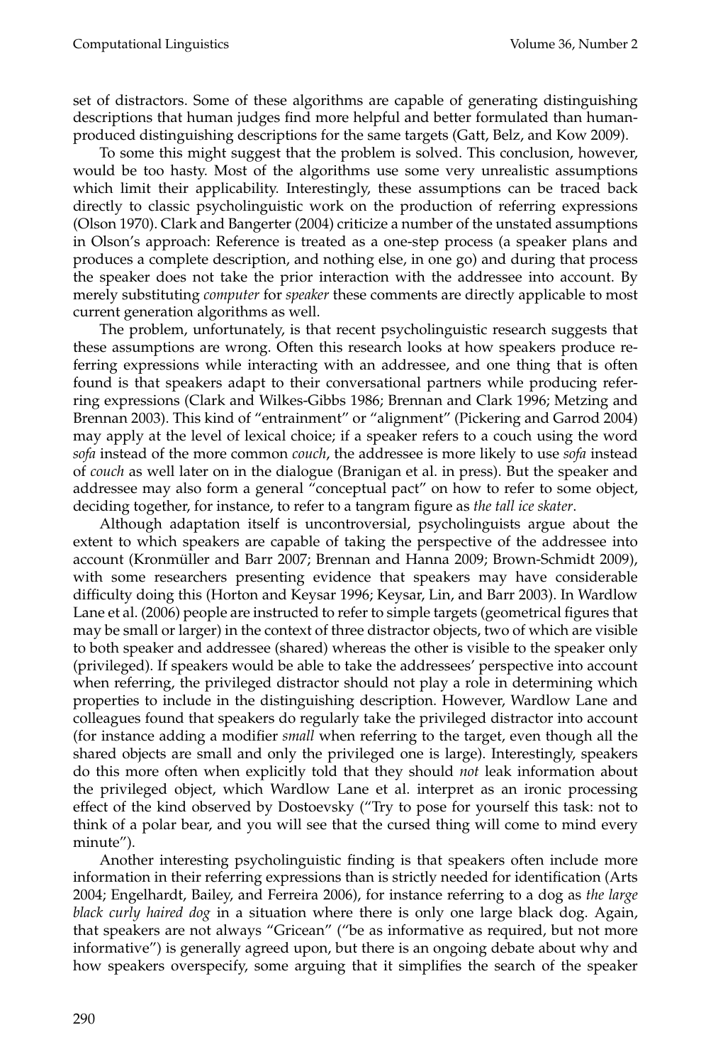set of distractors. Some of these algorithms are capable of generating distinguishing descriptions that human judges find more helpful and better formulated than human-produced distinguishing descriptions for the same targets (Gatt, Belz, and Kow 2009).

To some this might suggest that the problem is solved. This conclusion, however, would be too hasty. Most of the algorithms use some very unrealistic assumptions which limit their applicability. Interestingly, these assumptions can be traced back directly to classic psycholinguistic work on the production of referring expressions (Olson 1970). Clark and Bangerter (2004) criticize a number of the unstated assumptions in Olson's approach: Reference is treated as a one-step process (a speaker plans and produces a complete description, and nothing else, in one go) and during that process the speaker does not take the prior interaction with the addressee into account. By merely substituting *computer* for *speaker* these comments are directly applicable to most current generation algorithms as well.

The problem, unfortunately, is that recent psycholinguistic research suggests that these assumptions are wrong. Often this research looks at how speakers produce referring expressions while interacting with an addressee, and one thing that is often found is that speakers adapt to their conversational partners while producing referring expressions (Clark and Wilkes-Gibbs 1986; Brennan and Clark 1996; Metzing and Brennan 2003). This kind of "entrainment" or "alignment" (Pickering and Garrod 2004) may apply at the level of lexical choice; if a speaker refers to a couch using the word *sofa* instead of the more common *couch*, the addressee is more likely to use *sofa* instead of *couch* as well later on in the dialogue (Branigan et al. in press). But the speaker and addressee may also form a general "conceptual pact" on how to refer to some object, deciding together, for instance, to refer to a tangram figure as *the tall ice skater*.

Although adaptation itself is uncontroversial, psycholinguists argue about the extent to which speakers are capable of taking the perspective of the addressee into account (Kronmüller and Barr 2007; Brennan and Hanna 2009; Brown-Schmidt 2009), with some researchers presenting evidence that speakers may have considerable difficulty doing this (Horton and Keysar 1996; Keysar, Lin, and Barr 2003). In Wardlow Lane et al. (2006) people are instructed to refer to simple targets (geometrical figures that may be small or larger) in the context of three distractor objects, two of which are visible to both speaker and addressee (shared) whereas the other is visible to the speaker only (privileged). If speakers would be able to take the addressees' perspective into account when referring, the privileged distractor should not play a role in determining which properties to include in the distinguishing description. However, Wardlow Lane and colleagues found that speakers do regularly take the privileged distractor into account (for instance adding a modifier *small* when referring to the target, even though all the shared objects are small and only the privileged one is large). Interestingly, speakers do this more often when explicitly told that they should *not* leak information about the privileged object, which Wardlow Lane et al. interpret as an ironic processing effect of the kind observed by Dostoevsky ("Try to pose for yourself this task: not to think of a polar bear, and you will see that the cursed thing will come to mind every minute").

Another interesting psycholinguistic finding is that speakers often include more information in their referring expressions than is strictly needed for identification (Arts 2004; Engelhardt, Bailey, and Ferreira 2006), for instance referring to a dog as *the large black curly haired dog* in a situation where there is only one large black dog. Again, that speakers are not always "Gricean" ("be as informative as required, but not more informative") is generally agreed upon, but there is an ongoing debate about why and how speakers overspecify, some arguing that it simplifies the search of the speaker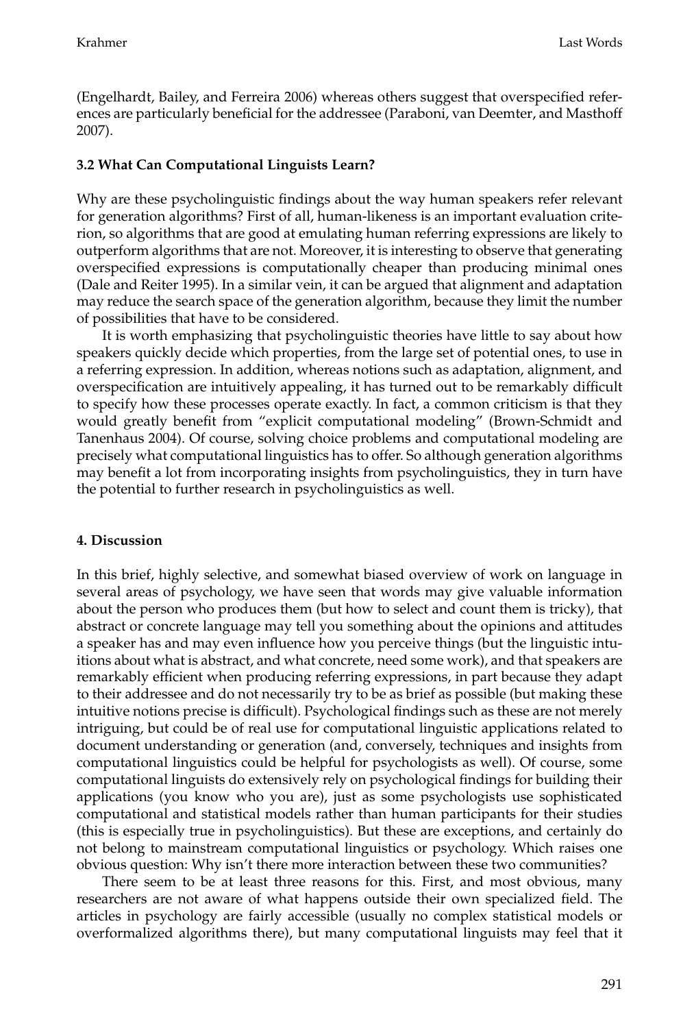(Engelhardt, Bailey, and Ferreira 2006) whereas others suggest that overspecified references are particularly beneficial for the addressee (Paraboni, van Deemter, and Masthoff 2007).

### 3.2 What Can Computational Linguists Learn?

Why are these psycholinguistic findings about the way human speakers refer relevant for generation algorithms? First of all, human-likeness is an important evaluation criterion, so algorithms that are good at emulating human referring expressions are likely to outperform algorithms that are not. Moreover, it is interesting to observe that generating overspecified expressions is computationally cheaper than producing minimal ones (Dale and Reiter 1995). In a similar vein, it can be argued that alignment and adaptation may reduce the search space of the generation algorithm, because they limit the number of possibilities that have to be considered.

It is worth emphasizing that psycholinguistic theories have little to say about how speakers quickly decide which properties, from the large set of potential ones, to use in a referring expression. In addition, whereas notions such as adaptation, alignment, and overspecification are intuitively appealing, it has turned out to be remarkably difficult to specify how these processes operate exactly. In fact, a common criticism is that they would greatly benefit from "explicit computational modeling" (Brown-Schmidt and Tanenhaus 2004). Of course, solving choice problems and computational modeling are precisely what computational linguistics has to offer. So although generation algorithms may benefit a lot from incorporating insights from psycholinguistics, they in turn have the potential to further research in psycholinguistics as well.

## 4. Discussion

In this brief, highly selective, and somewhat biased overview of work on language in several areas of psychology, we have seen that words may give valuable information about the person who produces them (but how to select and count them is tricky), that abstract or concrete language may tell you something about the opinions and attitudes a speaker has and may even influence how you perceive things (but the linguistic intuitions about what is abstract, and what concrete, need some work), and that speakers are remarkably efficient when producing referring expressions, in part because they adapt to their addressee and do not necessarily try to be as brief as possible (but making these intuitive notions precise is difficult). Psychological findings such as these are not merely intriguing, but could be of real use for computational linguistic applications related to document understanding or generation (and, conversely, techniques and insights from computational linguistics could be helpful for psychologists as well). Of course, some computational linguists do extensively rely on psychological findings for building their applications (you know who you are), just as some psychologists use sophisticated computational and statistical models rather than human participants for their studies (this is especially true in psycholinguistics). But these are exceptions, and certainly do not belong to mainstream computational linguistics or psychology. Which raises one obvious question: Why isn't there more interaction between these two communities?

There seem to be at least three reasons for this. First, and most obvious, many researchers are not aware of what happens outside their own specialized field. The articles in psychology are fairly accessible (usually no complex statistical models or overformalized algorithms there), but many computational linguists may feel that it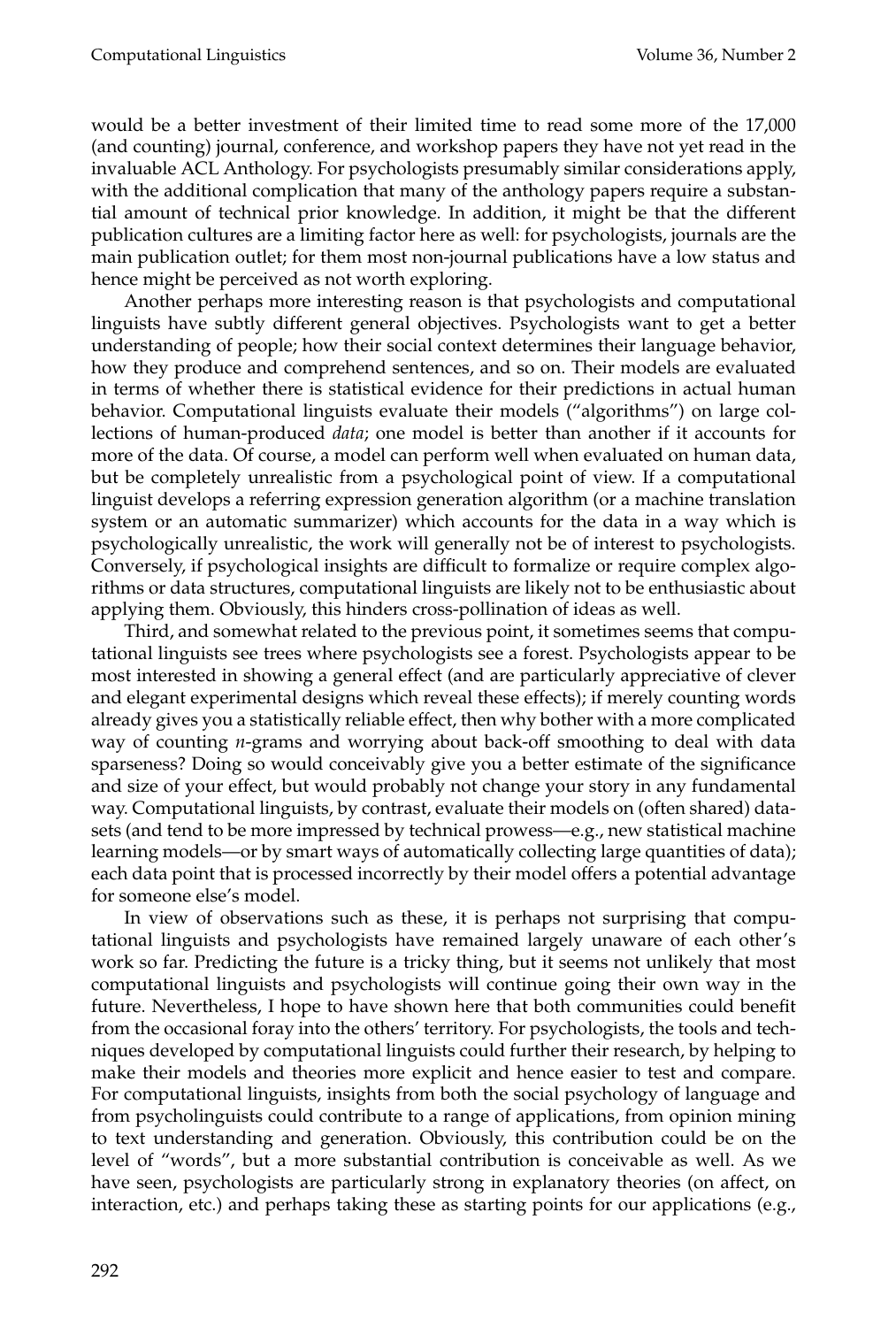would be a better investment of their limited time to read some more of the 17,000 (and counting) journal, conference, and workshop papers they have not yet read in the invaluable ACL Anthology. For psychologists presumably similar considerations apply, with the additional complication that many of the anthology papers require a substantial amount of technical prior knowledge. In addition, it might be that the different publication cultures are a limiting factor here as well: for psychologists, journals are the main publication outlet; for them most non-journal publications have a low status and hence might be perceived as not worth exploring.

Another perhaps more interesting reason is that psychologists and computational linguists have subtly different general objectives. Psychologists want to get a better understanding of people; how their social context determines their language behavior, how they produce and comprehend sentences, and so on. Their models are evaluated in terms of whether there is statistical evidence for their predictions in actual human behavior. Computational linguists evaluate their models ("algorithms") on large collections of human-produced *data*; one model is better than another if it accounts for more of the data. Of course, a model can perform well when evaluated on human data, but be completely unrealistic from a psychological point of view. If a computational linguist develops a referring expression generation algorithm (or a machine translation system or an automatic summarizer) which accounts for the data in a way which is psychologically unrealistic, the work will generally not be of interest to psychologists. Conversely, if psychological insights are difficult to formalize or require complex algorithms or data structures, computational linguists are likely not to be enthusiastic about applying them. Obviously, this hinders cross-pollination of ideas as well.

Third, and somewhat related to the previous point, it sometimes seems that computational linguists see trees where psychologists see a forest. Psychologists appear to be most interested in showing a general effect (and are particularly appreciative of clever and elegant experimental designs which reveal these effects); if merely counting words already gives you a statistically reliable effect, then why bother with a more complicated way of counting *n*-grams and worrying about back-off smoothing to deal with data sparseness? Doing so would conceivably give you a better estimate of the significance and size of your effect, but would probably not change your story in any fundamental way. Computational linguists, by contrast, evaluate their models on (often shared) datasets (and tend to be more impressed by technical prowess—e.g., new statistical machine learning models—or by smart ways of automatically collecting large quantities of data); each data point that is processed incorrectly by their model offers a potential advantage for someone else's model.

In view of observations such as these, it is perhaps not surprising that computational linguists and psychologists have remained largely unaware of each other's work so far. Predicting the future is a tricky thing, but it seems not unlikely that most computational linguists and psychologists will continue going their own way in the future. Nevertheless, I hope to have shown here that both communities could benefit from the occasional foray into the others' territory. For psychologists, the tools and techniques developed by computational linguists could further their research, by helping to make their models and theories more explicit and hence easier to test and compare. For computational linguists, insights from both the social psychology of language and from psycholinguists could contribute to a range of applications, from opinion mining to text understanding and generation. Obviously, this contribution could be on the level of "words", but a more substantial contribution is conceivable as well. As we have seen, psychologists are particularly strong in explanatory theories (on affect, on interaction, etc.) and perhaps taking these as starting points for our applications (e.g.,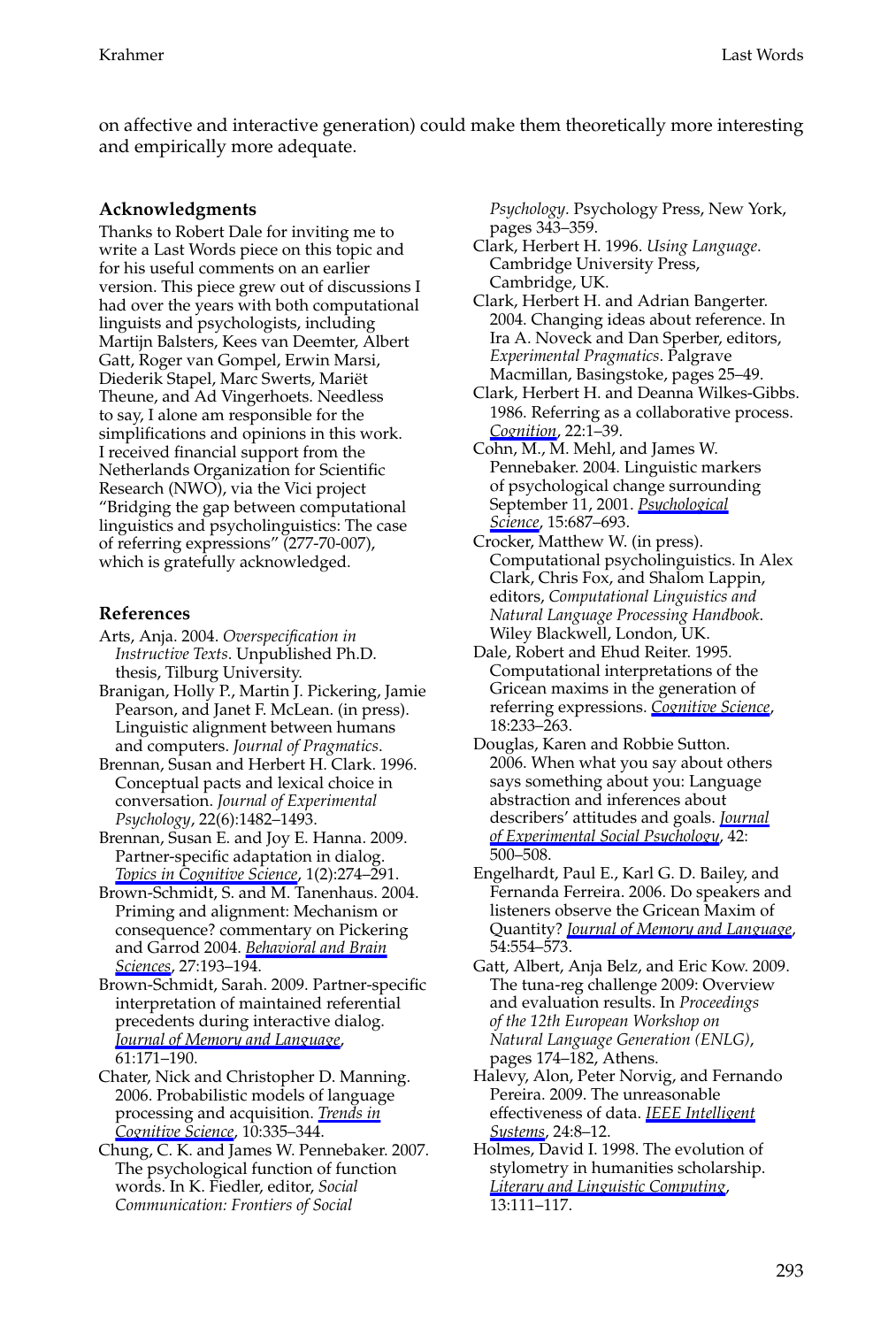on affective and interactive generation) could make them theoretically more interesting and empirically more adequate.

## Acknowledgments

Thanks to Robert Dale for inviting me to write a Last Words piece on this topic and for his useful comments on an earlier version. This piece grew out of discussions I had over the years with both computational linguists and psychologists, including Martijn Balsters, Kees van Deemter, Albert Gatt, Roger van Gompel, Erwin Marsi, Diederik Stapel, Marc Swerts, Mariët Theune, and Ad Vingerhoets. Needless to say, I alone am responsible for the simplifications and opinions in this work. I received financial support from the Netherlands Organization for Scientific Research (NWO), via the Vici project "Bridging the gap between computational linguistics and psycholinguistics: The case of referring expressions" (277-70-007), which is gratefully acknowledged.

## References

Arts, Anja. 2004. *Overspecification in Instructive Texts*. Unpublished Ph.D. thesis, Tilburg University.

Branigan, Holly P., Martin J. Pickering, Jamie Pearson, and Janet F. McLean. (in press). Linguistic alignment between humans and computers. *Journal of Pragmatics*.

Brennan, Susan and Herbert H. Clark. 1996. Conceptual pacts and lexical choice in conversation. *Journal of Experimental Psychology*, 22(6):1482–1493.

Brennan, Susan E. and Joy E. Hanna. 2009. Partner-specific adaptation in dialog. *Topics in Cognitive Science*, 1(2):274–291.

Brown-Schmidt, S. and M. Tanenhaus. 2004. Priming and alignment: Mechanism or consequence? commentary on Pickering and Garrod 2004. *Behavioral and Brain Sciences*, 27:193–194.

Brown-Schmidt, Sarah. 2009. Partner-specific interpretation of maintained referential precedents during interactive dialog. *Journal of Memory and Language*, 61:171–190.

Chater, Nick and Christopher D. Manning. 2006. Probabilistic models of language processing and acquisition. *Trends in Cognitive Science*, 10:335–344.

Chung, C. K. and James W. Pennebaker. 2007. The psychological function of function words. In K. Fiedler, editor, *Social Communication: Frontiers of Social Psychology*. Psychology Press, New York, pages 343–359.

Clark, Herbert H. 1996. *Using Language*. Cambridge University Press, Cambridge, UK.

Clark, Herbert H. and Adrian Bangerter. 2004. Changing ideas about reference. In Ira A. Noveck and Dan Sperber, editors, *Experimental Pragmatics*. Palgrave Macmillan, Basingstoke, pages 25–49.

Clark, Herbert H. and Deanna Wilkes-Gibbs. 1986. Referring as a collaborative process. *Cognition*, 22:1–39.

Cohn, M., M. Mehl, and James W. Pennebaker. 2004. Linguistic markers of psychological change surrounding September 11, 2001. *Psychological Science*, 15:687–693.

Crocker, Matthew W. (in press). Computational psycholinguistics. In Alex Clark, Chris Fox, and Shalom Lappin, editors, *Computational Linguistics and Natural Language Processing Handbook*. Wiley Blackwell, London, UK.

Dale, Robert and Ehud Reiter. 1995. Computational interpretations of the Gricean maxims in the generation of referring expressions. *Cognitive Science*, 18:233–263.

Douglas, Karen and Robbie Sutton. 2006. When what you say about others says something about you: Language abstraction and inferences about describers' attitudes and goals. *Journal of Experimental Social Psychology*, 42: 500–508.

Engelhardt, Paul E., Karl G. D. Bailey, and Fernanda Ferreira. 2006. Do speakers and listeners observe the Gricean Maxim of Quantity? *Journal of Memory and Language*, 54:554–573.

Gatt, Albert, Anja Belz, and Eric Kow. 2009. The tuna-reg challenge 2009: Overview and evaluation results. In *Proceedings of the 12th European Workshop on Natural Language Generation (ENLG)*, pages 174–182, Athens.

Halevy, Alon, Peter Norvig, and Fernando Pereira. 2009. The unreasonable effectiveness of data. *IEEE Intelligent Systems*, 24:8–12.

Holmes, David I. 1998. The evolution of stylometry in humanities scholarship. *Literary and Linguistic Computing*, 13:111–117.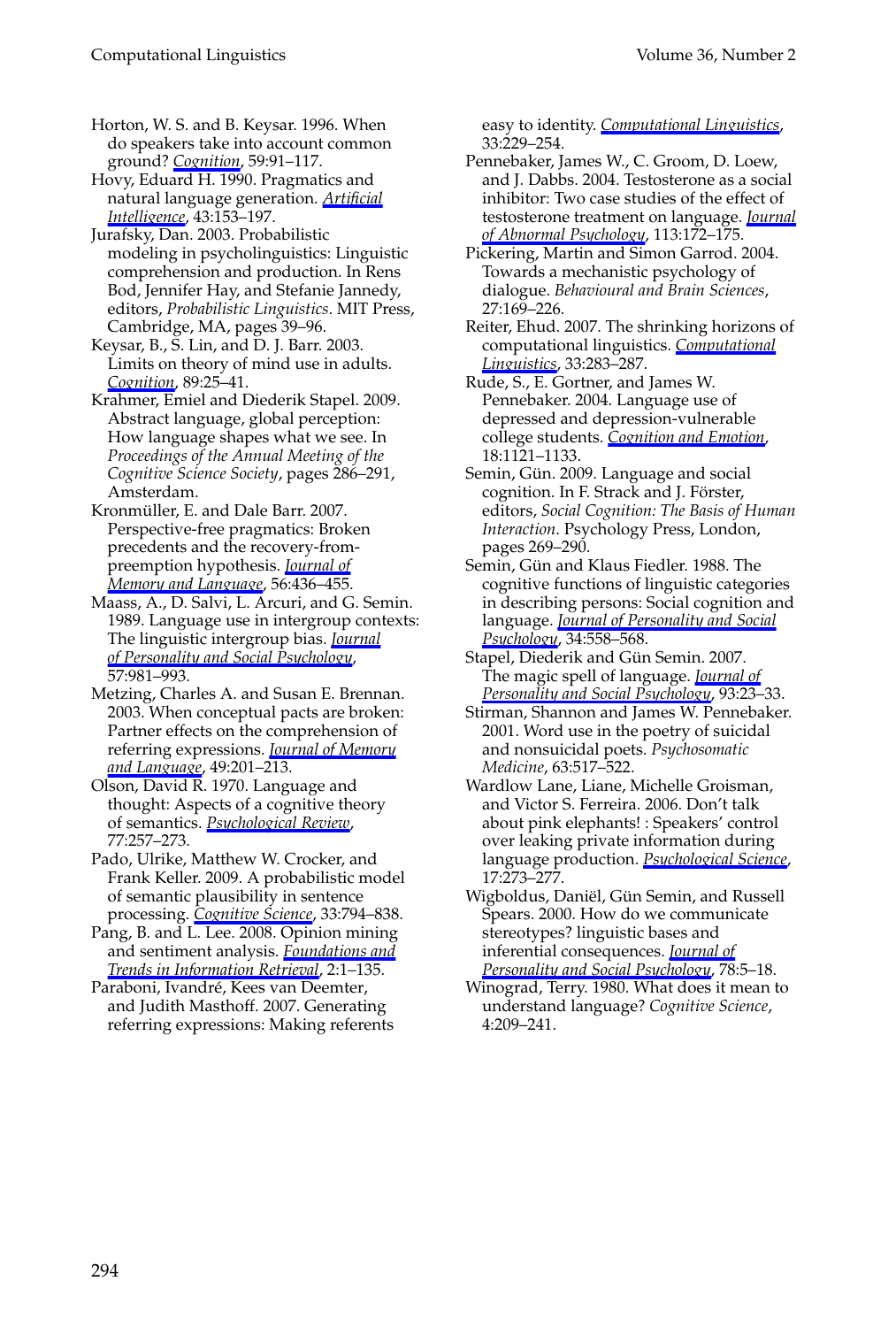Horton, W. S. and B. Keysar. 1996. When do speakers take into account common ground? *Cognition*, 59:91–117.

Hovy, Eduard H. 1990. Pragmatics and natural language generation. *Artificial Intelligence*, 43:153–197.

Jurafsky, Dan. 2003. Probabilistic modeling in psycholinguistics: Linguistic comprehension and production. In Rens Bod, Jennifer Hay, and Stefanie Jannedy, editors, *Probabilistic Linguistics*. MIT Press, Cambridge, MA, pages 39–96.

Keysar, B., S. Lin, and D. J. Barr. 2003. Limits on theory of mind use in adults. *Cognition*, 89:25–41.

Krahmer, Emiel and Diederik Stapel. 2009. Abstract language, global perception: How language shapes what we see. In *Proceedings of the Annual Meeting of the Cognitive Science Society*, pages 286–291, Amsterdam.

Kronmüller, E. and Dale Barr. 2007. Perspective-free pragmatics: Broken precedents and the recovery-from-preemption hypothesis. *Journal of Memory and Language*, 56:436–455.

Maass, A., D. Salvi, L. Arcuri, and G. Semin. 1989. Language use in intergroup contexts: The linguistic intergroup bias. *Journal of Personality and Social Psychology*, 57:981–993.

Metzing, Charles A. and Susan E. Brennan. 2003. When conceptual pacts are broken: Partner effects on the comprehension of referring expressions. *Journal of Memory and Language*, 49:201–213.

Olson, David R. 1970. Language and thought: Aspects of a cognitive theory of semantics. *Psychological Review*, 77:257–273.

Pado, Ulrike, Matthew W. Crocker, and Frank Keller. 2009. A probabilistic model of semantic plausibility in sentence processing. *Cognitive Science*, 33:794–838.

Pang, B. and L. Lee. 2008. Opinion mining and sentiment analysis. *Foundations and Trends in Information Retrieval*, 2:1–135.

Paraboni, Ivandré, Kees van Deemter, and Judith Masthoff. 2007. Generating referring expressions: Making referents easy to identity. *Computational Linguistics*, 33:229–254.

Pennebaker, James W., C. Groom, D. Loew, and J. Dabbs. 2004. Testosterone as a social inhibitor: Two case studies of the effect of testosterone treatment on language. *Journal of Abnormal Psychology*, 113:172–175.

Pickering, Martin and Simon Garrod. 2004. Towards a mechanistic psychology of dialogue. *Behavioural and Brain Sciences*, 27:169–226.

Reiter, Ehud. 2007. The shrinking horizons of computational linguistics. *Computational Linguistics*, 33:283–287.

Rude, S., E. Gortner, and James W. Pennebaker. 2004. Language use of depressed and depression-vulnerable college students. *Cognition and Emotion*, 18:1121–1133.

Semin, Gün. 2009. Language and social cognition. In F. Strack and J. Förster, editors, *Social Cognition: The Basis of Human Interaction*. Psychology Press, London, pages 269–290.

Semin, Gün and Klaus Fiedler. 1988. The cognitive functions of linguistic categories in describing persons: Social cognition and language. *Journal of Personality and Social Psychology*, 34:558–568.

Stapel, Diederik and Gün Semin. 2007. The magic spell of language. *Journal of Personality and Social Psychology*, 93:23–33.

Stirman, Shannon and James W. Pennebaker. 2001. Word use in the poetry of suicidal and nonsuicidal poets. *Psychosomatic Medicine*, 63:517–522.

Wardlow Lane, Liane, Michelle Groisman, and Victor S. Ferreira. 2006. Don't talk about pink elephants! : Speakers' control over leaking private information during language production. *Psychological Science*, 17:273–277.

Wigboldus, Daniël, Gün Semin, and Russell Spears. 2000. How do we communicate stereotypes? linguistic bases and inferential consequences. *Journal of Personality and Social Psychology*, 78:5–18.

Winograd, Terry. 1980. What does it mean to understand language? *Cognitive Science*, 4:209–241.